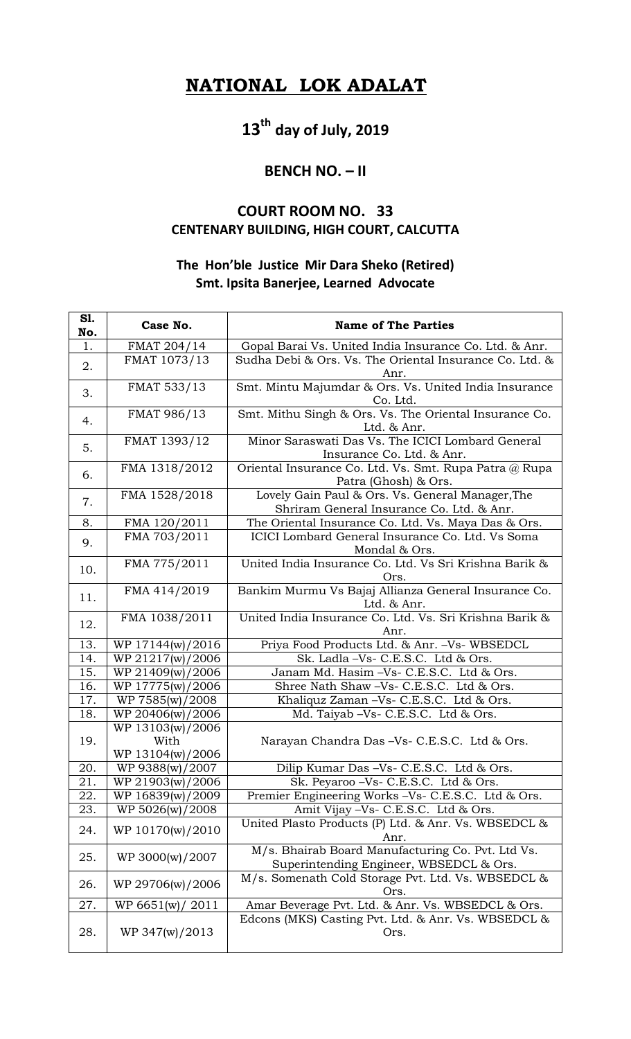# NATIONAL LOK ADALAT

## 13th day of July, 2019

### BENCH NO. – II

### COURT ROOM NO. 33
### CENTENARY BUILDING, HIGH COURT, CALCUTTA

**The Hon'ble Justice Mir Dara Sheko (Retired)**
**Smt. Ipsita Banerjee, Learned Advocate**

| Sl. No. | Case No. | Name of The Parties |
|---|---|---|
| 1. | FMAT 204/14 | Gopal Barai Vs. United India Insurance Co. Ltd. & Anr. |
| 2. | FMAT 1073/13 | Sudha Debi & Ors. Vs. The Oriental Insurance Co. Ltd. & Anr. |
| 3. | FMAT 533/13 | Smt. Mintu Majumdar & Ors. Vs. United India Insurance Co. Ltd. |
| 4. | FMAT 986/13 | Smt. Mithu Singh & Ors. Vs. The Oriental Insurance Co. Ltd. & Anr. |
| 5. | FMAT 1393/12 | Minor Saraswati Das Vs. The ICICI Lombard General Insurance Co. Ltd. & Anr. |
| 6. | FMA 1318/2012 | Oriental Insurance Co. Ltd. Vs. Smt. Rupa Patra @ Rupa Patra (Ghosh) & Ors. |
| 7. | FMA 1528/2018 | Lovely Gain Paul & Ors. Vs. General Manager,The Shriram General Insurance Co. Ltd. & Anr. |
| 8. | FMA 120/2011 | The Oriental Insurance Co. Ltd. Vs. Maya Das & Ors. |
| 9. | FMA 703/2011 | ICICI Lombard General Insurance Co. Ltd. Vs Soma Mondal & Ors. |
| 10. | FMA 775/2011 | United India Insurance Co. Ltd. Vs Sri Krishna Barik & Ors. |
| 11. | FMA 414/2019 | Bankim Murmu Vs Bajaj Allianza General Insurance Co. Ltd. & Anr. |
| 12. | FMA 1038/2011 | United India Insurance Co. Ltd. Vs. Sri Krishna Barik & Anr. |
| 13. | WP 17144(w)/2016 | Priya Food Products Ltd. & Anr. –Vs- WBSEDCL |
| 14. | WP 21217(w)/2006 | Sk. Ladla –Vs- C.E.S.C. Ltd & Ors. |
| 15. | WP 21409(w)/2006 | Janam Md. Hasim –Vs- C.E.S.C. Ltd & Ors. |
| 16. | WP 17775(w)/2006 | Shree Nath Shaw –Vs- C.E.S.C. Ltd & Ors. |
| 17. | WP 7585(w)/2008 | Khaliquz Zaman –Vs- C.E.S.C. Ltd & Ors. |
| 18. | WP 20406(w)/2006 | Md. Taiyab –Vs- C.E.S.C. Ltd & Ors. |
| 19. | WP 13103(w)/2006 With WP 13104(w)/2006 | Narayan Chandra Das –Vs- C.E.S.C. Ltd & Ors. |
| 20. | WP 9388(w)/2007 | Dilip Kumar Das –Vs- C.E.S.C. Ltd & Ors. |
| 21. | WP 21903(w)/2006 | Sk. Peyaroo –Vs- C.E.S.C. Ltd & Ors. |
| 22. | WP 16839(w)/2009 | Premier Engineering Works –Vs- C.E.S.C. Ltd & Ors. |
| 23. | WP 5026(w)/2008 | Amit Vijay –Vs- C.E.S.C. Ltd & Ors. |
| 24. | WP 10170(w)/2010 | United Plasto Products (P) Ltd. & Anr. Vs. WBSEDCL & Anr. |
| 25. | WP 3000(w)/2007 | M/s. Bhairab Board Manufacturing Co. Pvt. Ltd Vs. Superintending Engineer, WBSEDCL & Ors. |
| 26. | WP 29706(w)/2006 | M/s. Somenath Cold Storage Pvt. Ltd. Vs. WBSEDCL & Ors. |
| 27. | WP 6651(w)/ 2011 | Amar Beverage Pvt. Ltd. & Anr. Vs. WBSEDCL & Ors. |
| 28. | WP 347(w)/2013 | Edcons (MKS) Casting Pvt. Ltd. & Anr. Vs. WBSEDCL & Ors. |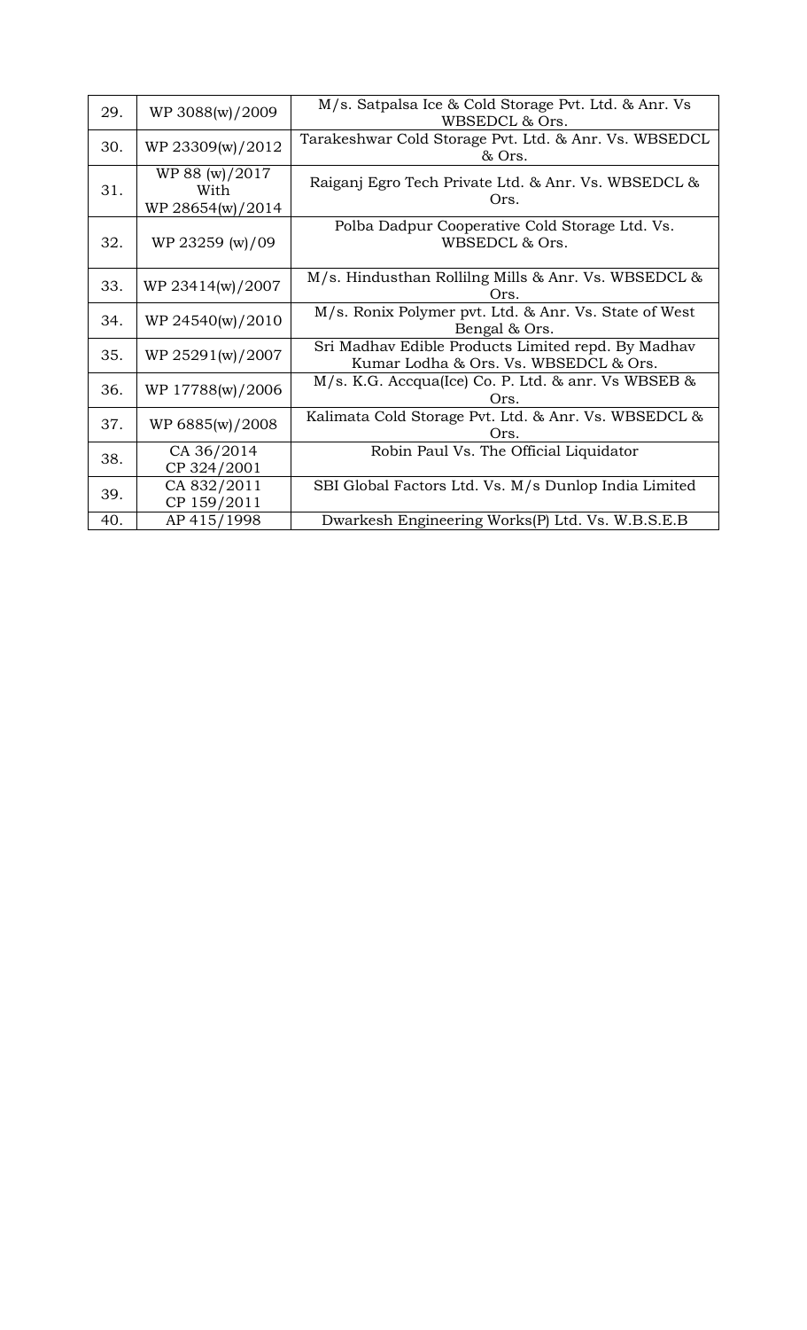| | | |
|---|---|---|
| 29. | WP 3088(w)/2009 | M/s. Satpalsa Ice & Cold Storage Pvt. Ltd. & Anr. Vs WBSEDCL & Ors. |
| 30. | WP 23309(w)/2012 | Tarakeshwar Cold Storage Pvt. Ltd. & Anr. Vs. WBSEDCL & Ors. |
| 31. | WP 88 (w)/2017 With WP 28654(w)/2014 | Raiganj Egro Tech Private Ltd. & Anr. Vs. WBSEDCL & Ors. |
| 32. | WP 23259 (w)/09 | Polba Dadpur Cooperative Cold Storage Ltd. Vs. WBSEDCL & Ors. |
| 33. | WP 23414(w)/2007 | M/s. Hindusthan Rollilng Mills & Anr. Vs. WBSEDCL & Ors. |
| 34. | WP 24540(w)/2010 | M/s. Ronix Polymer pvt. Ltd. & Anr. Vs. State of West Bengal & Ors. |
| 35. | WP 25291(w)/2007 | Sri Madhav Edible Products Limited repd. By Madhav Kumar Lodha & Ors. Vs. WBSEDCL & Ors. |
| 36. | WP 17788(w)/2006 | M/s. K.G. Accqua(Ice) Co. P. Ltd. & anr. Vs WBSEB & Ors. |
| 37. | WP 6885(w)/2008 | Kalimata Cold Storage Pvt. Ltd. & Anr. Vs. WBSEDCL & Ors. |
| 38. | CA 36/2014 CP 324/2001 | Robin Paul Vs. The Official Liquidator |
| 39. | CA 832/2011 CP 159/2011 | SBI Global Factors Ltd. Vs. M/s Dunlop India Limited |
| 40. | AP 415/1998 | Dwarkesh Engineering Works(P) Ltd. Vs. W.B.S.E.B |